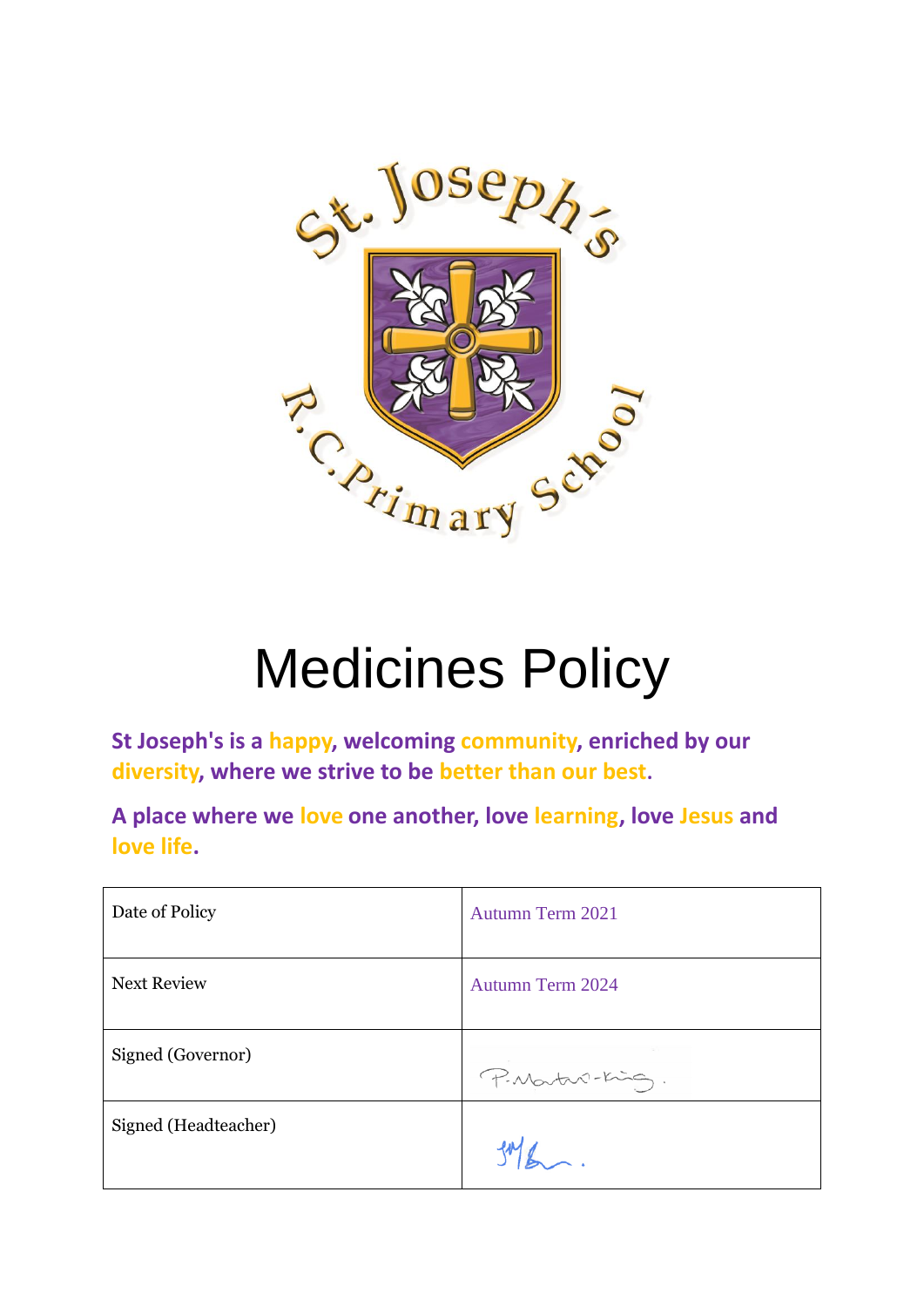# Medicines Policy

**St Joseph's is a happy, welcoming community, enriched by our diversity, where we strive to be better than our best.**

**A place where we love one another, love learning, love Jesus and love life.**

| Date of Policy | Autumn Term 2021 |
|---|---|
| Next Review | Autumn Term 2024 |
| Signed (Governor) | P. Morton-King. |
| Signed (Headteacher) | |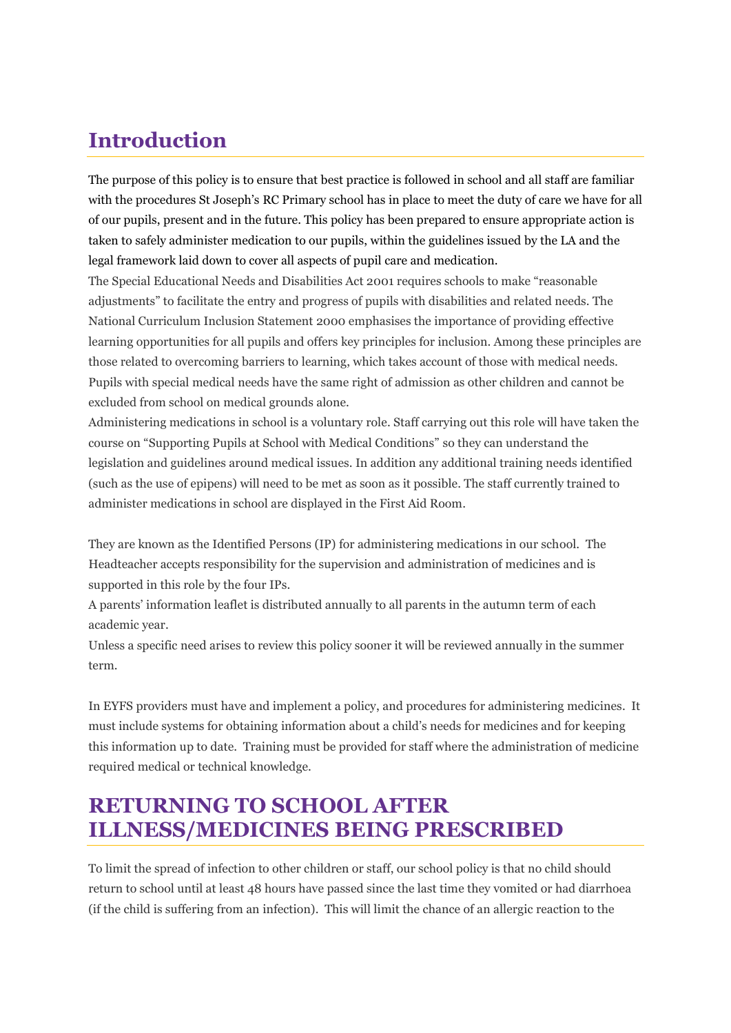## Introduction

The purpose of this policy is to ensure that best practice is followed in school and all staff are familiar with the procedures St Joseph's RC Primary school has in place to meet the duty of care we have for all of our pupils, present and in the future. This policy has been prepared to ensure appropriate action is taken to safely administer medication to our pupils, within the guidelines issued by the LA and the legal framework laid down to cover all aspects of pupil care and medication.

The Special Educational Needs and Disabilities Act 2001 requires schools to make "reasonable adjustments" to facilitate the entry and progress of pupils with disabilities and related needs. The National Curriculum Inclusion Statement 2000 emphasises the importance of providing effective learning opportunities for all pupils and offers key principles for inclusion. Among these principles are those related to overcoming barriers to learning, which takes account of those with medical needs. Pupils with special medical needs have the same right of admission as other children and cannot be excluded from school on medical grounds alone.

Administering medications in school is a voluntary role. Staff carrying out this role will have taken the course on "Supporting Pupils at School with Medical Conditions" so they can understand the legislation and guidelines around medical issues. In addition any additional training needs identified (such as the use of epipens) will need to be met as soon as it possible. The staff currently trained to administer medications in school are displayed in the First Aid Room.

They are known as the Identified Persons (IP) for administering medications in our school. The Headteacher accepts responsibility for the supervision and administration of medicines and is supported in this role by the four IPs.

A parents' information leaflet is distributed annually to all parents in the autumn term of each academic year.

Unless a specific need arises to review this policy sooner it will be reviewed annually in the summer term.

In EYFS providers must have and implement a policy, and procedures for administering medicines. It must include systems for obtaining information about a child's needs for medicines and for keeping this information up to date. Training must be provided for staff where the administration of medicine required medical or technical knowledge.

## RETURNING TO SCHOOL AFTER ILLNESS/MEDICINES BEING PRESCRIBED

To limit the spread of infection to other children or staff, our school policy is that no child should return to school until at least 48 hours have passed since the last time they vomited or had diarrhoea (if the child is suffering from an infection). This will limit the chance of an allergic reaction to the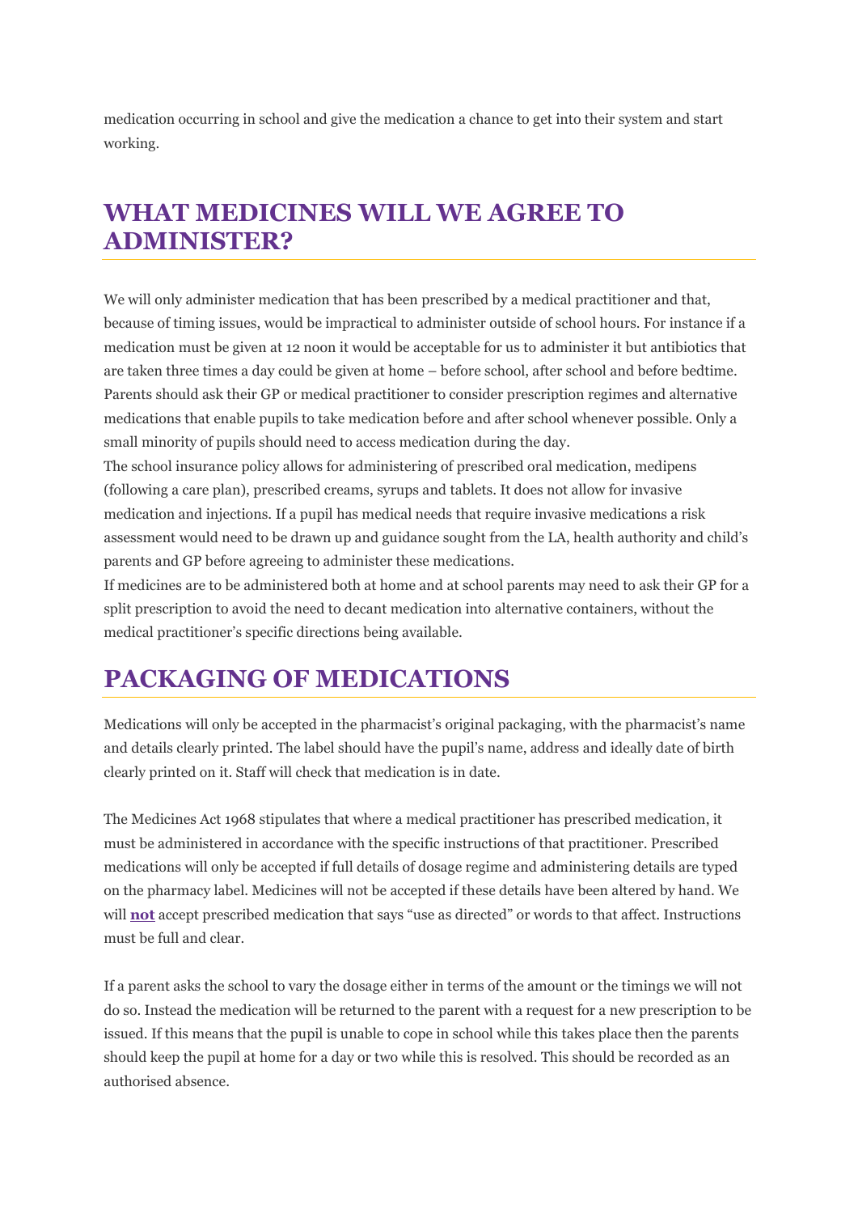medication occurring in school and give the medication a chance to get into their system and start working.

## WHAT MEDICINES WILL WE AGREE TO ADMINISTER?

We will only administer medication that has been prescribed by a medical practitioner and that, because of timing issues, would be impractical to administer outside of school hours. For instance if a medication must be given at 12 noon it would be acceptable for us to administer it but antibiotics that are taken three times a day could be given at home – before school, after school and before bedtime. Parents should ask their GP or medical practitioner to consider prescription regimes and alternative medications that enable pupils to take medication before and after school whenever possible. Only a small minority of pupils should need to access medication during the day.

The school insurance policy allows for administering of prescribed oral medication, medipens (following a care plan), prescribed creams, syrups and tablets. It does not allow for invasive medication and injections. If a pupil has medical needs that require invasive medications a risk assessment would need to be drawn up and guidance sought from the LA, health authority and child's parents and GP before agreeing to administer these medications.

If medicines are to be administered both at home and at school parents may need to ask their GP for a split prescription to avoid the need to decant medication into alternative containers, without the medical practitioner's specific directions being available.

## PACKAGING OF MEDICATIONS

Medications will only be accepted in the pharmacist's original packaging, with the pharmacist's name and details clearly printed. The label should have the pupil's name, address and ideally date of birth clearly printed on it. Staff will check that medication is in date.

The Medicines Act 1968 stipulates that where a medical practitioner has prescribed medication, it must be administered in accordance with the specific instructions of that practitioner. Prescribed medications will only be accepted if full details of dosage regime and administering details are typed on the pharmacy label. Medicines will not be accepted if these details have been altered by hand. We will **not** accept prescribed medication that says "use as directed" or words to that affect. Instructions must be full and clear.

If a parent asks the school to vary the dosage either in terms of the amount or the timings we will not do so. Instead the medication will be returned to the parent with a request for a new prescription to be issued. If this means that the pupil is unable to cope in school while this takes place then the parents should keep the pupil at home for a day or two while this is resolved. This should be recorded as an authorised absence.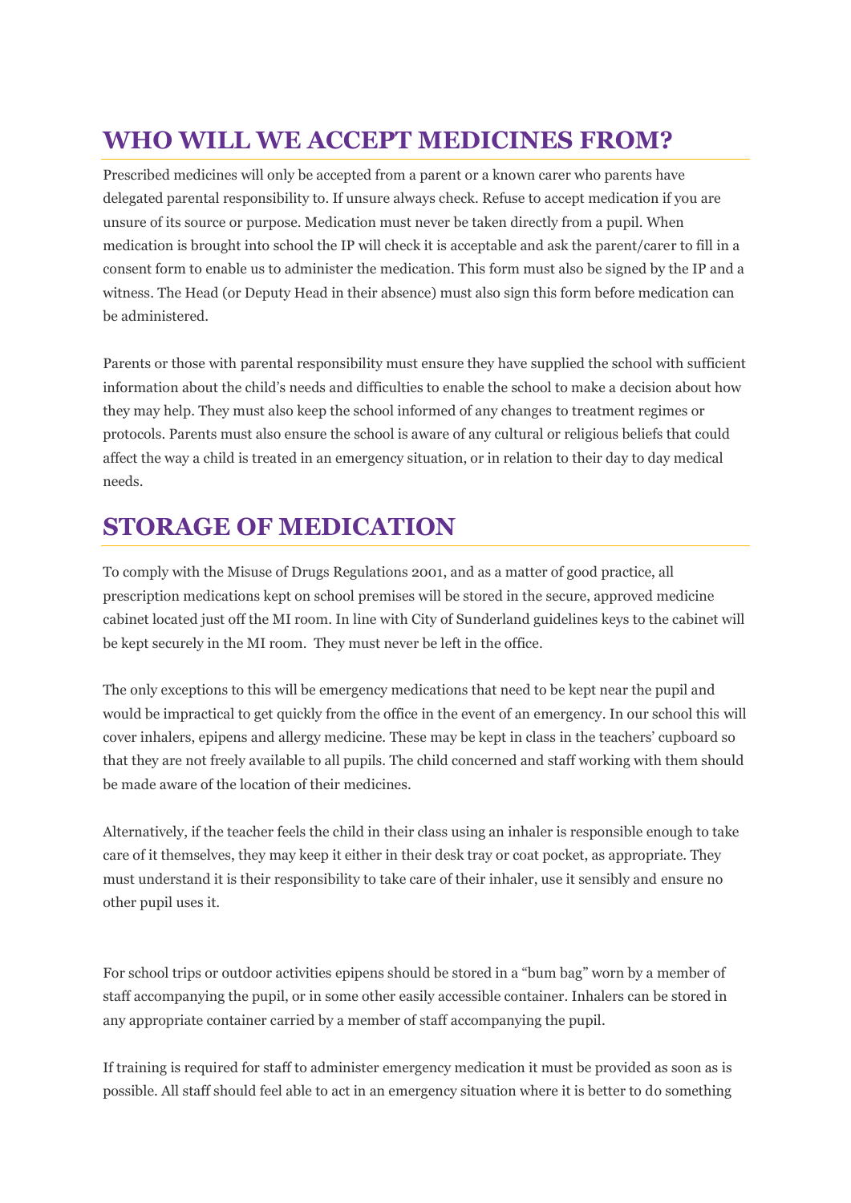## WHO WILL WE ACCEPT MEDICINES FROM?

Prescribed medicines will only be accepted from a parent or a known carer who parents have delegated parental responsibility to. If unsure always check. Refuse to accept medication if you are unsure of its source or purpose. Medication must never be taken directly from a pupil. When medication is brought into school the IP will check it is acceptable and ask the parent/carer to fill in a consent form to enable us to administer the medication. This form must also be signed by the IP and a witness. The Head (or Deputy Head in their absence) must also sign this form before medication can be administered.

Parents or those with parental responsibility must ensure they have supplied the school with sufficient information about the child's needs and difficulties to enable the school to make a decision about how they may help. They must also keep the school informed of any changes to treatment regimes or protocols. Parents must also ensure the school is aware of any cultural or religious beliefs that could affect the way a child is treated in an emergency situation, or in relation to their day to day medical needs.

## STORAGE OF MEDICATION

To comply with the Misuse of Drugs Regulations 2001, and as a matter of good practice, all prescription medications kept on school premises will be stored in the secure, approved medicine cabinet located just off the MI room. In line with City of Sunderland guidelines keys to the cabinet will be kept securely in the MI room. They must never be left in the office.

The only exceptions to this will be emergency medications that need to be kept near the pupil and would be impractical to get quickly from the office in the event of an emergency. In our school this will cover inhalers, epipens and allergy medicine. These may be kept in class in the teachers' cupboard so that they are not freely available to all pupils. The child concerned and staff working with them should be made aware of the location of their medicines.

Alternatively, if the teacher feels the child in their class using an inhaler is responsible enough to take care of it themselves, they may keep it either in their desk tray or coat pocket, as appropriate. They must understand it is their responsibility to take care of their inhaler, use it sensibly and ensure no other pupil uses it.

For school trips or outdoor activities epipens should be stored in a "bum bag" worn by a member of staff accompanying the pupil, or in some other easily accessible container. Inhalers can be stored in any appropriate container carried by a member of staff accompanying the pupil.

If training is required for staff to administer emergency medication it must be provided as soon as is possible. All staff should feel able to act in an emergency situation where it is better to do something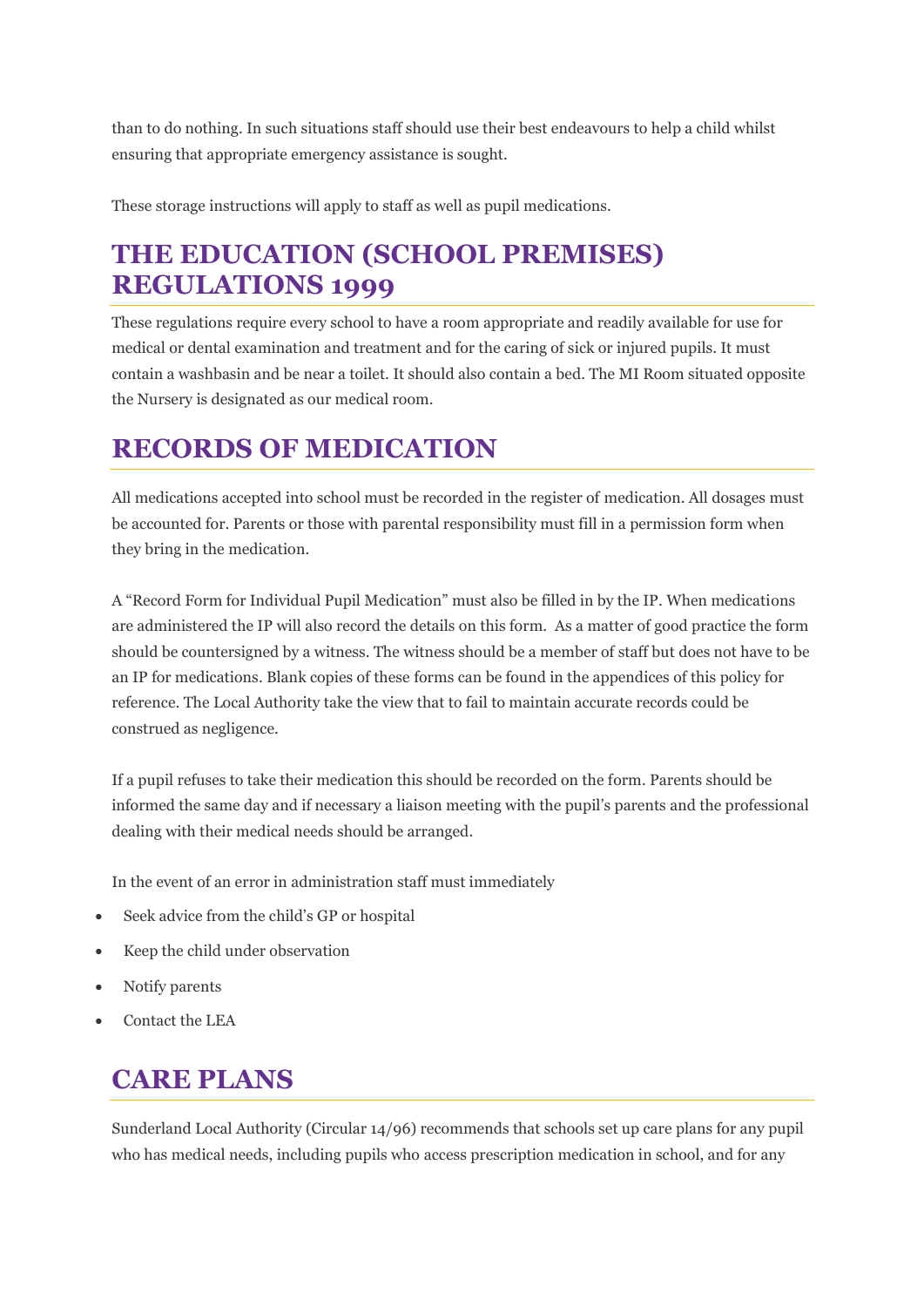than to do nothing. In such situations staff should use their best endeavours to help a child whilst ensuring that appropriate emergency assistance is sought.

These storage instructions will apply to staff as well as pupil medications.

## THE EDUCATION (SCHOOL PREMISES) REGULATIONS 1999

These regulations require every school to have a room appropriate and readily available for use for medical or dental examination and treatment and for the caring of sick or injured pupils. It must contain a washbasin and be near a toilet. It should also contain a bed. The MI Room situated opposite the Nursery is designated as our medical room.

## RECORDS OF MEDICATION

All medications accepted into school must be recorded in the register of medication. All dosages must be accounted for. Parents or those with parental responsibility must fill in a permission form when they bring in the medication.

A "Record Form for Individual Pupil Medication" must also be filled in by the IP. When medications are administered the IP will also record the details on this form. As a matter of good practice the form should be countersigned by a witness. The witness should be a member of staff but does not have to be an IP for medications. Blank copies of these forms can be found in the appendices of this policy for reference. The Local Authority take the view that to fail to maintain accurate records could be construed as negligence.

If a pupil refuses to take their medication this should be recorded on the form. Parents should be informed the same day and if necessary a liaison meeting with the pupil's parents and the professional dealing with their medical needs should be arranged.

In the event of an error in administration staff must immediately

- Seek advice from the child's GP or hospital
- Keep the child under observation
- Notify parents
- Contact the LEA

## CARE PLANS

Sunderland Local Authority (Circular 14/96) recommends that schools set up care plans for any pupil who has medical needs, including pupils who access prescription medication in school, and for any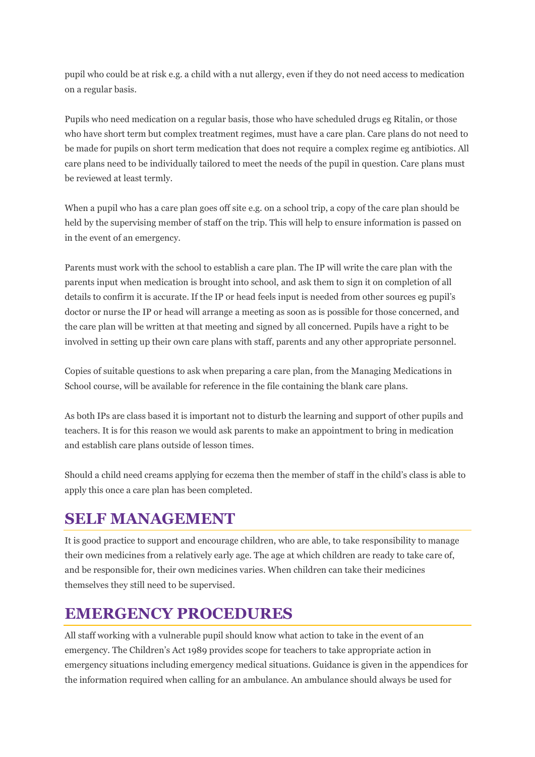pupil who could be at risk e.g. a child with a nut allergy, even if they do not need access to medication on a regular basis.

Pupils who need medication on a regular basis, those who have scheduled drugs eg Ritalin, or those who have short term but complex treatment regimes, must have a care plan. Care plans do not need to be made for pupils on short term medication that does not require a complex regime eg antibiotics. All care plans need to be individually tailored to meet the needs of the pupil in question. Care plans must be reviewed at least termly.

When a pupil who has a care plan goes off site e.g. on a school trip, a copy of the care plan should be held by the supervising member of staff on the trip. This will help to ensure information is passed on in the event of an emergency.

Parents must work with the school to establish a care plan. The IP will write the care plan with the parents input when medication is brought into school, and ask them to sign it on completion of all details to confirm it is accurate. If the IP or head feels input is needed from other sources eg pupil's doctor or nurse the IP or head will arrange a meeting as soon as is possible for those concerned, and the care plan will be written at that meeting and signed by all concerned. Pupils have a right to be involved in setting up their own care plans with staff, parents and any other appropriate personnel.

Copies of suitable questions to ask when preparing a care plan, from the Managing Medications in School course, will be available for reference in the file containing the blank care plans.

As both IPs are class based it is important not to disturb the learning and support of other pupils and teachers. It is for this reason we would ask parents to make an appointment to bring in medication and establish care plans outside of lesson times.

Should a child need creams applying for eczema then the member of staff in the child's class is able to apply this once a care plan has been completed.

## SELF MANAGEMENT

It is good practice to support and encourage children, who are able, to take responsibility to manage their own medicines from a relatively early age. The age at which children are ready to take care of, and be responsible for, their own medicines varies. When children can take their medicines themselves they still need to be supervised.

## EMERGENCY PROCEDURES

All staff working with a vulnerable pupil should know what action to take in the event of an emergency. The Children's Act 1989 provides scope for teachers to take appropriate action in emergency situations including emergency medical situations. Guidance is given in the appendices for the information required when calling for an ambulance. An ambulance should always be used for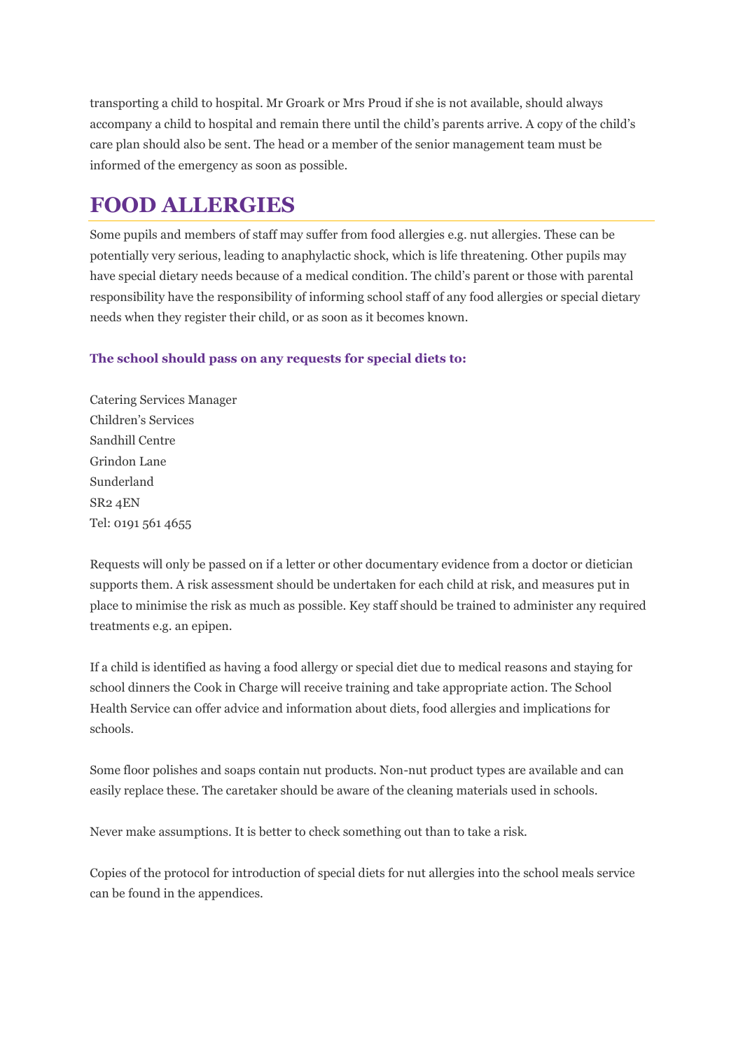transporting a child to hospital. Mr Groark or Mrs Proud if she is not available, should always accompany a child to hospital and remain there until the child's parents arrive. A copy of the child's care plan should also be sent. The head or a member of the senior management team must be informed of the emergency as soon as possible.

## FOOD ALLERGIES

Some pupils and members of staff may suffer from food allergies e.g. nut allergies. These can be potentially very serious, leading to anaphylactic shock, which is life threatening. Other pupils may have special dietary needs because of a medical condition. The child's parent or those with parental responsibility have the responsibility of informing school staff of any food allergies or special dietary needs when they register their child, or as soon as it becomes known.

#### The school should pass on any requests for special diets to:

Catering Services Manager
Children's Services
Sandhill Centre
Grindon Lane
Sunderland
SR2 4EN
Tel: 0191 561 4655

Requests will only be passed on if a letter or other documentary evidence from a doctor or dietician supports them. A risk assessment should be undertaken for each child at risk, and measures put in place to minimise the risk as much as possible. Key staff should be trained to administer any required treatments e.g. an epipen.

If a child is identified as having a food allergy or special diet due to medical reasons and staying for school dinners the Cook in Charge will receive training and take appropriate action. The School Health Service can offer advice and information about diets, food allergies and implications for schools.

Some floor polishes and soaps contain nut products. Non-nut product types are available and can easily replace these. The caretaker should be aware of the cleaning materials used in schools.

Never make assumptions. It is better to check something out than to take a risk.

Copies of the protocol for introduction of special diets for nut allergies into the school meals service can be found in the appendices.